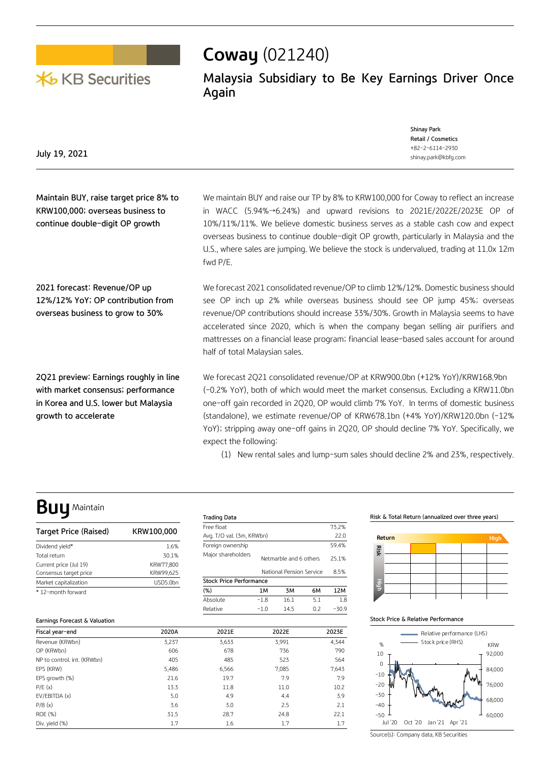# Coway (021240)

## Malaysia Subsidiary to Be Key Earnings Driver Once Again

July 19, 2021

Shinay Park
Retail / Cosmetics
+82-2-6114-2930
shinay.park@kbfg.com

**Maintain BUY, raise target price 8% to KRW100,000; overseas business to continue double-digit OP growth**

We maintain BUY and raise our TP by 8% to KRW100,000 for Coway to reflect an increase in WACC (5.94%→6.24%) and upward revisions to 2021E/2022E/2023E OP of 10%/11%/11%. We believe domestic business serves as a stable cash cow and expect overseas business to continue double-digit OP growth, particularly in Malaysia and the U.S., where sales are jumping. We believe the stock is undervalued, trading at 11.0x 12m fwd P/E.

**2021 forecast: Revenue/OP up 12%/12% YoY; OP contribution from overseas business to grow to 30%**

We forecast 2021 consolidated revenue/OP to climb 12%/12%. Domestic business should see OP inch up 2% while overseas business should see OP jump 45%; overseas revenue/OP contributions should increase 33%/30%. Growth in Malaysia seems to have accelerated since 2020, which is when the company began selling air purifiers and mattresses on a financial lease program; financial lease-based sales account for around half of total Malaysian sales.

**2Q21 preview: Earnings roughly in line with market consensus; performance in Korea and U.S. lower but Malaysia growth to accelerate**

We forecast 2Q21 consolidated revenue/OP at KRW900.0bn (+12% YoY)/KRW168.9bn (-0.2% YoY), both of which would meet the market consensus. Excluding a KRW11.0bn one-off gain recorded in 2Q20, OP would climb 7% YoY. In terms of domestic business (standalone), we estimate revenue/OP of KRW678.1bn (+4% YoY)/KRW120.0bn (-12% YoY); stripping away one-off gains in 2Q20, OP should decline 7% YoY. Specifically, we expect the following:

(1) New rental sales and lump-sum sales should decline 2% and 23%, respectively.

# Buy Maintain

| Target Price (Raised) | KRW100,000 |
|---|---|
| Dividend yield* | 1.6% |
| Total return | 30.1% |
| Current price (Jul 19) | KRW77,800 |
| Consensus target price | KRW99,625 |
| Market capitalization | USD5.0bn |

\* 12-month forward

**Trading Data**

| | | |
|---|---|---|
| Free float | | 73.2% |
| Avg. T/O val. (3m, KRWbn) | | 22.0 |
| Foreign ownership | | 59.4% |
| Major shareholders | Netmarble and 6 others | 25.1% |
| | National Pension Service | 8.5% |

**Stock Price Performance**

| (%) | 1M | 3M | 6M | 12M |
|---|---|---|---|---|
| Absolute | -1.8 | 16.1 | 5.1 | 1.8 |
| Relative | -1.0 | 14.5 | 0.2 | -30.9 |

**Risk & Total Return (annualized over three years)**

**Stock Price & Relative Performance**

Source(s): Company data, KB Securities

**Earnings Forecast & Valuation**

| Fiscal year-end | 2020A | 2021E | 2022E | 2023E |
|---|---|---|---|---|
| Revenue (KRWbn) | 3,237 | 3,633 | 3,991 | 4,344 |
| OP (KRWbn) | 606 | 678 | 736 | 790 |
| NP to control. int. (KRWbn) | 405 | 485 | 523 | 564 |
| EPS (KRW) | 5,486 | 6,566 | 7,085 | 7,643 |
| EPS growth (%) | 21.6 | 19.7 | 7.9 | 7.9 |
| P/E (x) | 13.3 | 11.8 | 11.0 | 10.2 |
| EV/EBITDA (x) | 5.0 | 4.9 | 4.4 | 3.9 |
| P/B (x) | 3.6 | 3.0 | 2.5 | 2.1 |
| ROE (%) | 31.5 | 28.7 | 24.8 | 22.1 |
| Div. yield (%) | 1.7 | 1.6 | 1.7 | 1.7 |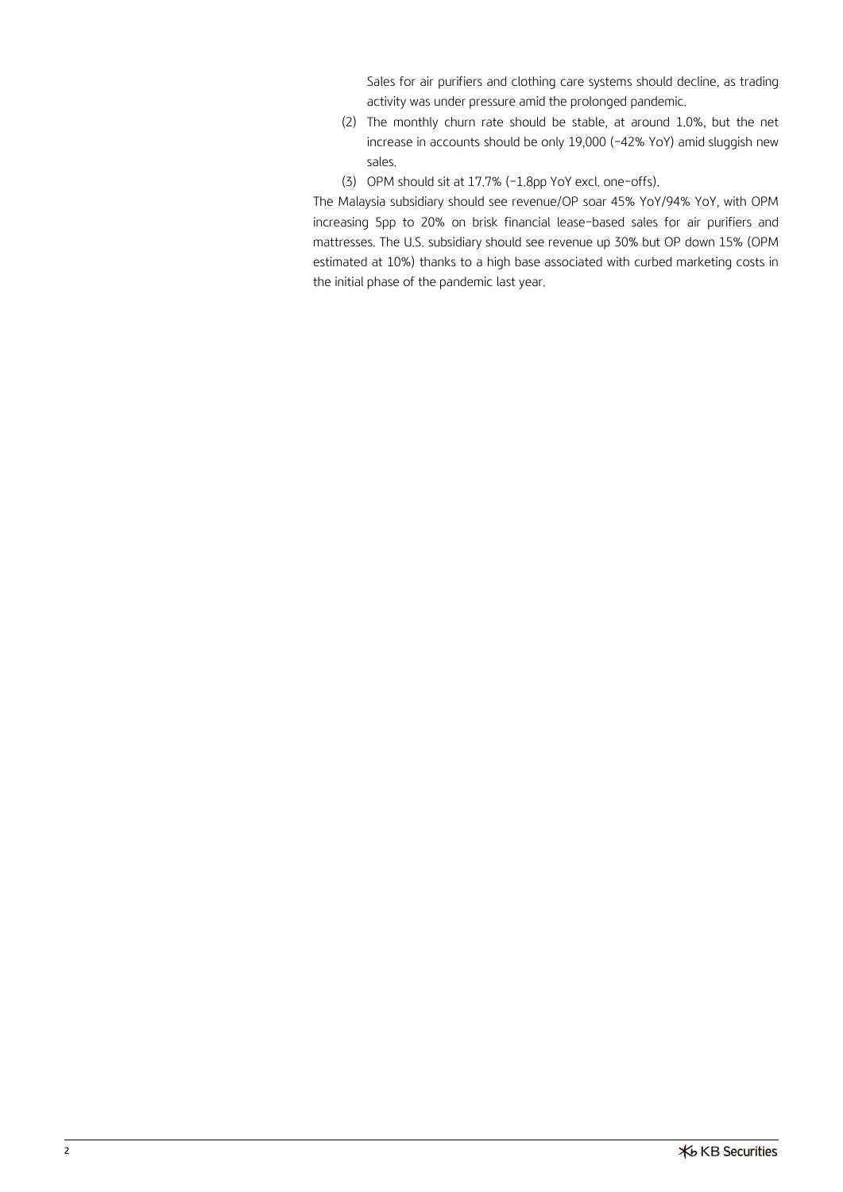Sales for air purifiers and clothing care systems should decline, as trading activity was under pressure amid the prolonged pandemic.

(2) The monthly churn rate should be stable, at around 1.0%, but the net increase in accounts should be only 19,000 (-42% YoY) amid sluggish new sales.

(3) OPM should sit at 17.7% (-1.8pp YoY excl. one-offs).

The Malaysia subsidiary should see revenue/OP soar 45% YoY/94% YoY, with OPM increasing 5pp to 20% on brisk financial lease-based sales for air purifiers and mattresses. The U.S. subsidiary should see revenue up 30% but OP down 15% (OPM estimated at 10%) thanks to a high base associated with curbed marketing costs in the initial phase of the pandemic last year.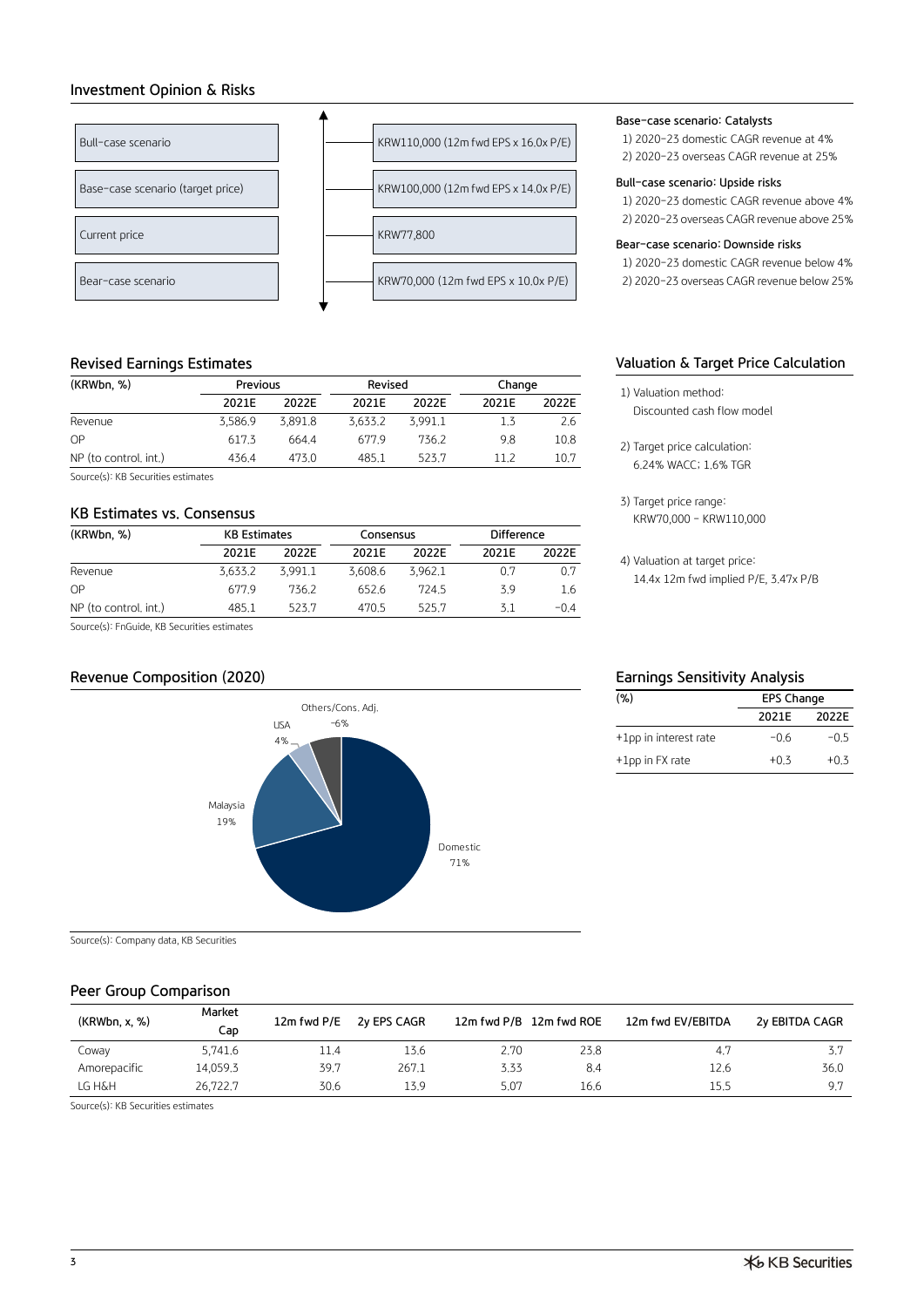## Investment Opinion & Risks

| Scenario | Price |
|---|---|
| Bull-case scenario | KRW110,000 (12m fwd EPS x 16.0x P/E) |
| Base-case scenario (target price) | KRW100,000 (12m fwd EPS x 14.0x P/E) |
| Current price | KRW77,800 |
| Bear-case scenario | KRW70,000 (12m fwd EPS x 10.0x P/E) |

**Base-case scenario: Catalysts**

1) 2020-23 domestic CAGR revenue at 4%
2) 2020-23 overseas CAGR revenue at 25%

**Bull-case scenario: Upside risks**

1) 2020-23 domestic CAGR revenue above 4%
2) 2020-23 overseas CAGR revenue above 25%

**Bear-case scenario: Downside risks**

1) 2020-23 domestic CAGR revenue below 4%
2) 2020-23 overseas CAGR revenue below 25%

## Revised Earnings Estimates

| (KRWbn, %) | Previous | | Revised | | Change | |
|---|---|---|---|---|---|---|
| | 2021E | 2022E | 2021E | 2022E | 2021E | 2022E |
| Revenue | 3,586.9 | 3,891.8 | 3,633.2 | 3,991.1 | 1.3 | 2.6 |
| OP | 617.3 | 664.4 | 677.9 | 736.2 | 9.8 | 10.8 |
| NP (to control. int.) | 436.4 | 473.0 | 485.1 | 523.7 | 11.2 | 10.7 |

Source(s): KB Securities estimates

## KB Estimates vs. Consensus

| (KRWbn, %) | KB Estimates | | Consensus | | Difference | |
|---|---|---|---|---|---|---|
| | 2021E | 2022E | 2021E | 2022E | 2021E | 2022E |
| Revenue | 3,633.2 | 3,991.1 | 3,608.6 | 3,962.1 | 0.7 | 0.7 |
| OP | 677.9 | 736.2 | 652.6 | 724.5 | 3.9 | 1.6 |
| NP (to control. int.) | 485.1 | 523.7 | 470.5 | 525.7 | 3.1 | -0.4 |

Source(s): FnGuide, KB Securities estimates

## Valuation & Target Price Calculation

1) Valuation method:
Discounted cash flow model

2) Target price calculation:
6.24% WACC; 1.6% TGR

3) Target price range:
KRW70,000 - KRW110,000

4) Valuation at target price:
14.4x 12m fwd implied P/E, 3.47x P/B

## Revenue Composition (2020)

| Segment | Share |
|---|---|
| Domestic | 71% |
| Malaysia | 19% |
| USA | 4% |
| Others/Cons. Adj. | -6% |

Source(s): Company data, KB Securities

## Earnings Sensitivity Analysis

| (%) | EPS Change | |
|---|---|---|
| | 2021E | 2022E |
| +1pp in interest rate | -0.6 | -0.5 |
| +1pp in FX rate | +0.3 | +0.3 |

## Peer Group Comparison

| (KRWbn, x, %) | Market Cap | 12m fwd P/E | 2y EPS CAGR | 12m fwd P/B | 12m fwd ROE | 12m fwd EV/EBITDA | 2y EBITDA CAGR |
|---|---|---|---|---|---|---|---|
| Coway | 5,741.6 | 11.4 | 13.6 | 2.70 | 23.8 | 4.7 | 3.7 |
| Amorepacific | 14,059.3 | 39.7 | 267.1 | 3.33 | 8.4 | 12.6 | 36.0 |
| LG H&H | 26,722.7 | 30.6 | 13.9 | 5.07 | 16.6 | 15.5 | 9.7 |

Source(s): KB Securities estimates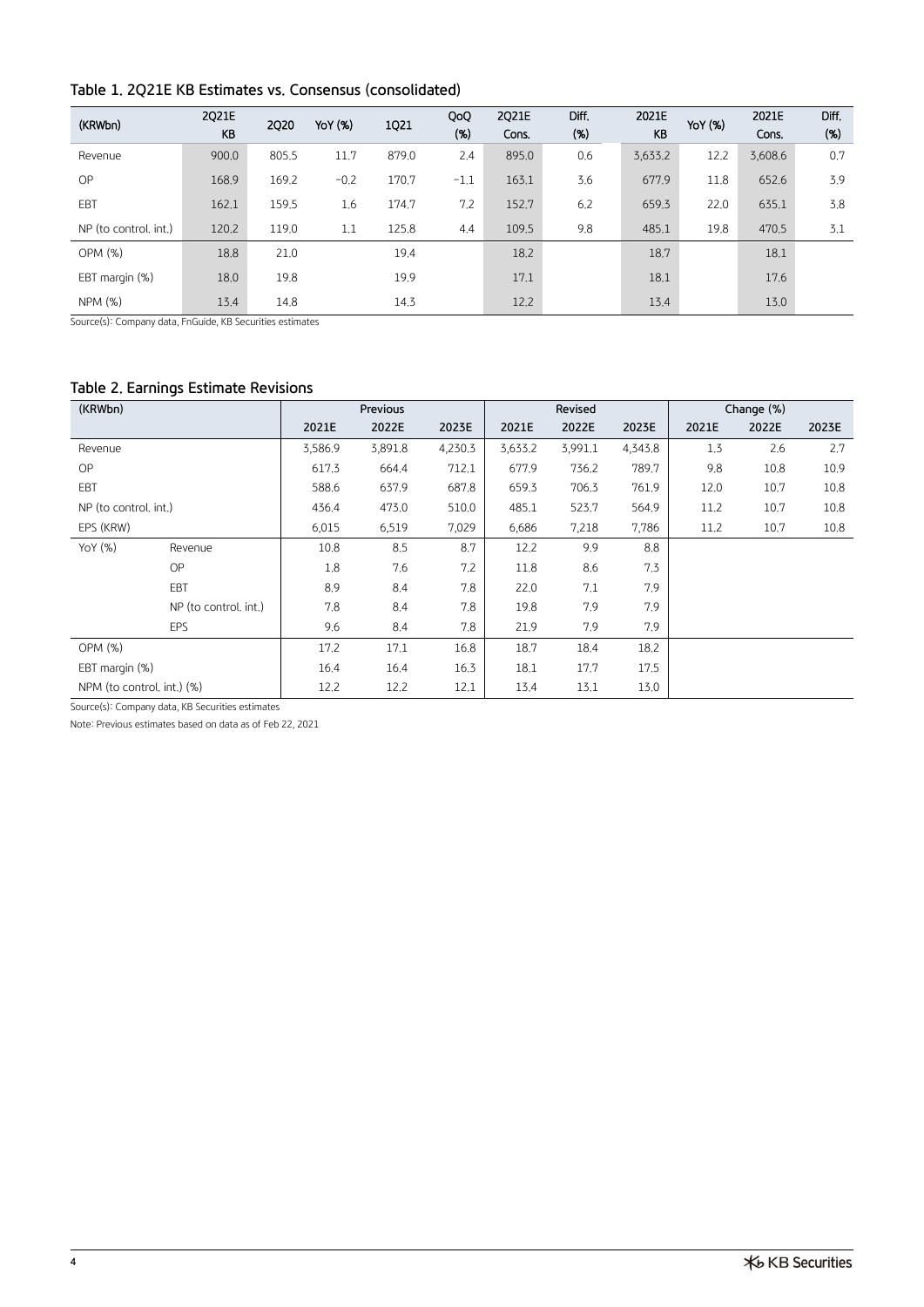### Table 1. 2Q21E KB Estimates vs. Consensus (consolidated)

| (KRWbn) | 2Q21E KB | 2Q20 | YoY (%) | 1Q21 | QoQ (%) | 2Q21E Cons. | Diff. (%) | 2021E KB | YoY (%) | 2021E Cons. | Diff. (%) |
|---|---|---|---|---|---|---|---|---|---|---|---|
| Revenue | 900.0 | 805.5 | 11.7 | 879.0 | 2.4 | 895.0 | 0.6 | 3,633.2 | 12.2 | 3,608.6 | 0.7 |
| OP | 168.9 | 169.2 | -0.2 | 170.7 | -1.1 | 163.1 | 3.6 | 677.9 | 11.8 | 652.6 | 3.9 |
| EBT | 162.1 | 159.5 | 1.6 | 174.7 | 7.2 | 152.7 | 6.2 | 659.3 | 22.0 | 635.1 | 3.8 |
| NP (to control. int.) | 120.2 | 119.0 | 1.1 | 125.8 | 4.4 | 109.5 | 9.8 | 485.1 | 19.8 | 470.5 | 3.1 |
| OPM (%) | 18.8 | 21.0 | | 19.4 | | 18.2 | | 18.7 | | 18.1 | |
| EBT margin (%) | 18.0 | 19.8 | | 19.9 | | 17.1 | | 18.1 | | 17.6 | |
| NPM (%) | 13.4 | 14.8 | | 14.3 | | 12.2 | | 13.4 | | 13.0 | |

Source(s): Company data, FnGuide, KB Securities estimates

### Table 2. Earnings Estimate Revisions

| (KRWbn) | | Previous | | | Revised | | | Change (%) | | |
|---|---|---|---|---|---|---|---|---|---|---|
| | | 2021E | 2022E | 2023E | 2021E | 2022E | 2023E | 2021E | 2022E | 2023E |
| Revenue | | 3,586.9 | 3,891.8 | 4,230.3 | 3,633.2 | 3,991.1 | 4,343.8 | 1.3 | 2.6 | 2.7 |
| OP | | 617.3 | 664.4 | 712.1 | 677.9 | 736.2 | 789.7 | 9.8 | 10.8 | 10.9 |
| EBT | | 588.6 | 637.9 | 687.8 | 659.3 | 706.3 | 761.9 | 12.0 | 10.7 | 10.8 |
| NP (to control. int.) | | 436.4 | 473.0 | 510.0 | 485.1 | 523.7 | 564.9 | 11.2 | 10.7 | 10.8 |
| EPS (KRW) | | 6,015 | 6,519 | 7,029 | 6,686 | 7,218 | 7,786 | 11.2 | 10.7 | 10.8 |
| YoY (%) | Revenue | 10.8 | 8.5 | 8.7 | 12.2 | 9.9 | 8.8 | | | |
| | OP | 1.8 | 7.6 | 7.2 | 11.8 | 8.6 | 7.3 | | | |
| | EBT | 8.9 | 8.4 | 7.8 | 22.0 | 7.1 | 7.9 | | | |
| | NP (to control. int.) | 7.8 | 8.4 | 7.8 | 19.8 | 7.9 | 7.9 | | | |
| | EPS | 9.6 | 8.4 | 7.8 | 21.9 | 7.9 | 7.9 | | | |
| OPM (%) | | 17.2 | 17.1 | 16.8 | 18.7 | 18.4 | 18.2 | | | |
| EBT margin (%) | | 16.4 | 16.4 | 16.3 | 18.1 | 17.7 | 17.5 | | | |
| NPM (to control. int.) (%) | | 12.2 | 12.2 | 12.1 | 13.4 | 13.1 | 13.0 | | | |

Source(s): Company data, KB Securities estimates

Note: Previous estimates based on data as of Feb 22, 2021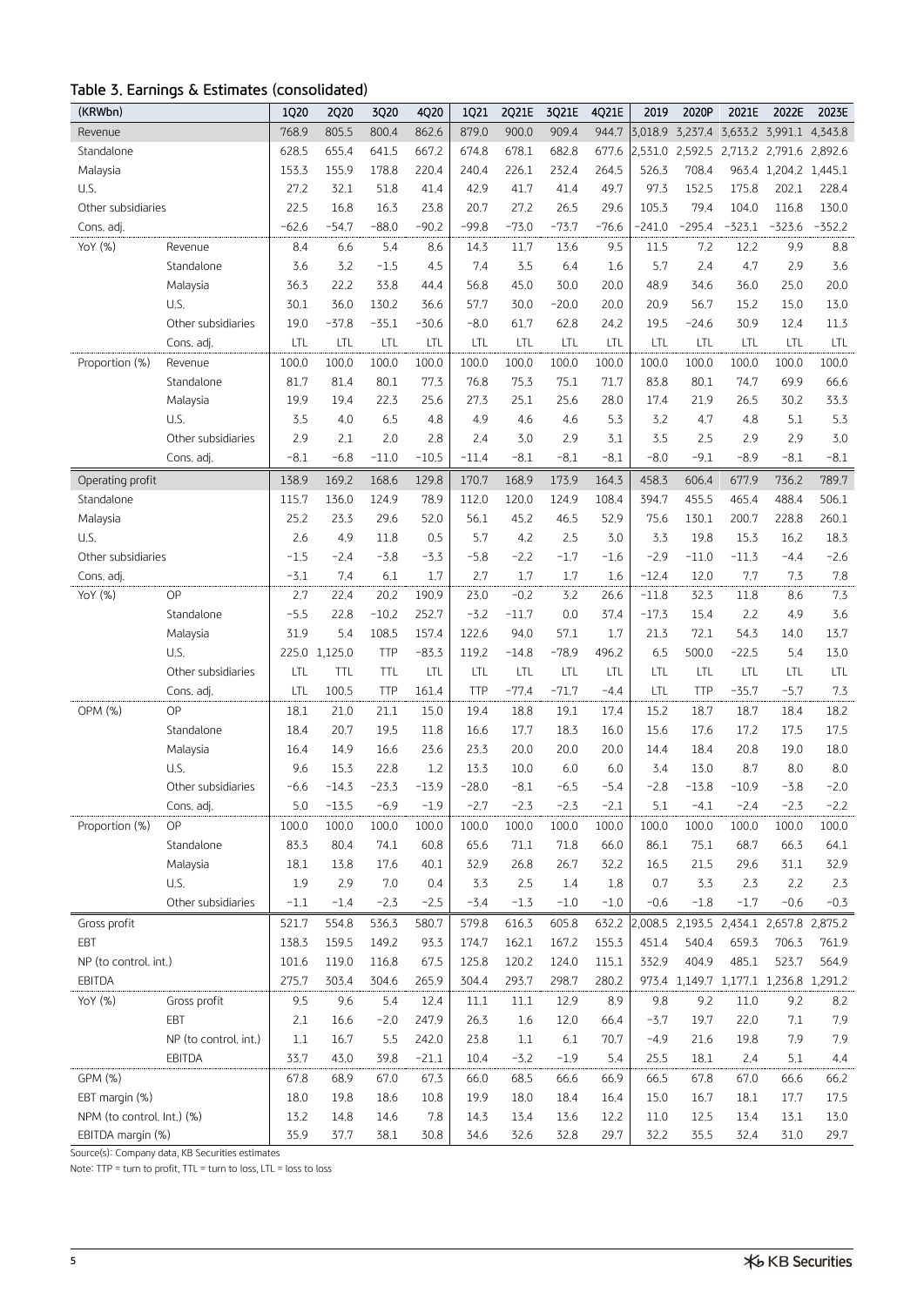## Table 3. Earnings & Estimates (consolidated)

| (KRWbn) | | 1Q20 | 2Q20 | 3Q20 | 4Q20 | 1Q21 | 2Q21E | 3Q21E | 4Q21E | 2019 | 2020P | 2021E | 2022E | 2023E |
|---|---|---|---|---|---|---|---|---|---|---|---|---|---|---|
| Revenue | | 768.9 | 805.5 | 800.4 | 862.6 | 879.0 | 900.0 | 909.4 | 944.7 | 3,018.9 | 3,237.4 | 3,633.2 | 3,991.1 | 4,343.8 |
| Standalone | | 628.5 | 655.4 | 641.5 | 667.2 | 674.8 | 678.1 | 682.8 | 677.6 | 2,531.0 | 2,592.5 | 2,713.2 | 2,791.6 | 2,892.6 |
| Malaysia | | 153.3 | 155.9 | 178.8 | 220.4 | 240.4 | 226.1 | 232.4 | 264.5 | 526.3 | 708.4 | 963.4 | 1,204.2 | 1,445.1 |
| U.S. | | 27.2 | 32.1 | 51.8 | 41.4 | 42.9 | 41.7 | 41.4 | 49.7 | 97.3 | 152.5 | 175.8 | 202.1 | 228.4 |
| Other subsidiaries | | 22.5 | 16.8 | 16.3 | 23.8 | 20.7 | 27.2 | 26.5 | 29.6 | 105.3 | 79.4 | 104.0 | 116.8 | 130.0 |
| Cons. adj. | | −62.6 | −54.7 | −88.0 | −90.2 | −99.8 | −73.0 | −73.7 | −76.6 | −241.0 | −295.4 | −323.1 | −323.6 | −352.2 |
| YoY (%) | Revenue | 8.4 | 6.6 | 5.4 | 8.6 | 14.3 | 11.7 | 13.6 | 9.5 | 11.5 | 7.2 | 12.2 | 9.9 | 8.8 |
| | Standalone | 3.6 | 3.2 | −1.5 | 4.5 | 7.4 | 3.5 | 6.4 | 1.6 | 5.7 | 2.4 | 4.7 | 2.9 | 3.6 |
| | Malaysia | 36.3 | 22.2 | 33.8 | 44.4 | 56.8 | 45.0 | 30.0 | 20.0 | 48.9 | 34.6 | 36.0 | 25.0 | 20.0 |
| | U.S. | 30.1 | 36.0 | 130.2 | 36.6 | 57.7 | 30.0 | −20.0 | 20.0 | 20.9 | 56.7 | 15.2 | 15.0 | 13.0 |
| | Other subsidiaries | 19.0 | −37.8 | −35.1 | −30.6 | −8.0 | 61.7 | 62.8 | 24.2 | 19.5 | −24.6 | 30.9 | 12.4 | 11.3 |
| | Cons. adj. | LTL | LTL | LTL | LTL | LTL | LTL | LTL | LTL | LTL | LTL | LTL | LTL | LTL |
| Proportion (%) | Revenue | 100.0 | 100.0 | 100.0 | 100.0 | 100.0 | 100.0 | 100.0 | 100.0 | 100.0 | 100.0 | 100.0 | 100.0 | 100.0 |
| | Standalone | 81.7 | 81.4 | 80.1 | 77.3 | 76.8 | 75.3 | 75.1 | 71.7 | 83.8 | 80.1 | 74.7 | 69.9 | 66.6 |
| | Malaysia | 19.9 | 19.4 | 22.3 | 25.6 | 27.3 | 25.1 | 25.6 | 28.0 | 17.4 | 21.9 | 26.5 | 30.2 | 33.3 |
| | U.S. | 3.5 | 4.0 | 6.5 | 4.8 | 4.9 | 4.6 | 4.6 | 5.3 | 3.2 | 4.7 | 4.8 | 5.1 | 5.3 |
| | Other subsidiaries | 2.9 | 2.1 | 2.0 | 2.8 | 2.4 | 3.0 | 2.9 | 3.1 | 3.5 | 2.5 | 2.9 | 2.9 | 3.0 |
| | Cons. adj. | −8.1 | −6.8 | −11.0 | −10.5 | −11.4 | −8.1 | −8.1 | −8.1 | −8.0 | −9.1 | −8.9 | −8.1 | −8.1 |
| Operating profit | | 138.9 | 169.2 | 168.6 | 129.8 | 170.7 | 168.9 | 173.9 | 164.3 | 458.3 | 606.4 | 677.9 | 736.2 | 789.7 |
| Standalone | | 115.7 | 136.0 | 124.9 | 78.9 | 112.0 | 120.0 | 124.9 | 108.4 | 394.7 | 455.5 | 465.4 | 488.4 | 506.1 |
| Malaysia | | 25.2 | 23.3 | 29.6 | 52.0 | 56.1 | 45.2 | 46.5 | 52.9 | 75.6 | 130.1 | 200.7 | 228.8 | 260.1 |
| U.S. | | 2.6 | 4.9 | 11.8 | 0.5 | 5.7 | 4.2 | 2.5 | 3.0 | 3.3 | 19.8 | 15.3 | 16.2 | 18.3 |
| Other subsidiaries | | −1.5 | −2.4 | −3.8 | −3.3 | −5.8 | −2.2 | −1.7 | −1.6 | −2.9 | −11.0 | −11.3 | −4.4 | −2.6 |
| Cons. adj. | | −3.1 | 7.4 | 6.1 | 1.7 | 2.7 | 1.7 | 1.7 | 1.6 | −12.4 | 12.0 | 7.7 | 7.3 | 7.8 |
| YoY (%) | OP | 2.7 | 22.4 | 20.2 | 190.9 | 23.0 | −0.2 | 3.2 | 26.6 | −11.8 | 32.3 | 11.8 | 8.6 | 7.3 |
| | Standalone | −5.5 | 22.8 | −10.2 | 252.7 | −3.2 | −11.7 | 0.0 | 37.4 | −17.3 | 15.4 | 2.2 | 4.9 | 3.6 |
| | Malaysia | 31.9 | 5.4 | 108.5 | 157.4 | 122.6 | 94.0 | 57.1 | 1.7 | 21.3 | 72.1 | 54.3 | 14.0 | 13.7 |
| | U.S. | 225.0 | 1,125.0 | TTP | −83.3 | 119.2 | −14.8 | −78.9 | 496.2 | 6.5 | 500.0 | −22.5 | 5.4 | 13.0 |
| | Other subsidiaries | LTL | TTL | TTL | LTL | LTL | LTL | LTL | LTL | LTL | LTL | LTL | LTL | LTL |
| | Cons. adj. | LTL | 100.5 | TTP | 161.4 | TTP | −77.4 | −71.7 | −4.4 | LTL | TTP | −35.7 | −5.7 | 7.3 |
| OPM (%) | OP | 18.1 | 21.0 | 21.1 | 15.0 | 19.4 | 18.8 | 19.1 | 17.4 | 15.2 | 18.7 | 18.7 | 18.4 | 18.2 |
| | Standalone | 18.4 | 20.7 | 19.5 | 11.8 | 16.6 | 17.7 | 18.3 | 16.0 | 15.6 | 17.6 | 17.2 | 17.5 | 17.5 |
| | Malaysia | 16.4 | 14.9 | 16.6 | 23.6 | 23.3 | 20.0 | 20.0 | 20.0 | 14.4 | 18.4 | 20.8 | 19.0 | 18.0 |
| | U.S. | 9.6 | 15.3 | 22.8 | 1.2 | 13.3 | 10.0 | 6.0 | 6.0 | 3.4 | 13.0 | 8.7 | 8.0 | 8.0 |
| | Other subsidiaries | −6.6 | −14.3 | −23.3 | −13.9 | −28.0 | −8.1 | −6.5 | −5.4 | −2.8 | −13.8 | −10.9 | −3.8 | −2.0 |
| | Cons. adj. | 5.0 | −13.5 | −6.9 | −1.9 | −2.7 | −2.3 | −2.3 | −2.1 | 5.1 | −4.1 | −2.4 | −2.3 | −2.2 |
| Proportion (%) | OP | 100.0 | 100.0 | 100.0 | 100.0 | 100.0 | 100.0 | 100.0 | 100.0 | 100.0 | 100.0 | 100.0 | 100.0 | 100.0 |
| | Standalone | 83.3 | 80.4 | 74.1 | 60.8 | 65.6 | 71.1 | 71.8 | 66.0 | 86.1 | 75.1 | 68.7 | 66.3 | 64.1 |
| | Malaysia | 18.1 | 13.8 | 17.6 | 40.1 | 32.9 | 26.8 | 26.7 | 32.2 | 16.5 | 21.5 | 29.6 | 31.1 | 32.9 |
| | U.S. | 1.9 | 2.9 | 7.0 | 0.4 | 3.3 | 2.5 | 1.4 | 1.8 | 0.7 | 3.3 | 2.3 | 2.2 | 2.3 |
| | Other subsidiaries | −1.1 | −1.4 | −2.3 | −2.5 | −3.4 | −1.3 | −1.0 | −1.0 | −0.6 | −1.8 | −1.7 | −0.6 | −0.3 |
| Gross profit | | 521.7 | 554.8 | 536.3 | 580.7 | 579.8 | 616.3 | 605.8 | 632.2 | 2,008.5 | 2,193.5 | 2,434.1 | 2,657.8 | 2,875.2 |
| EBT | | 138.3 | 159.5 | 149.2 | 93.3 | 174.7 | 162.1 | 167.2 | 155.3 | 451.4 | 540.4 | 659.3 | 706.3 | 761.9 |
| NP (to control. int.) | | 101.6 | 119.0 | 116.8 | 67.5 | 125.8 | 120.2 | 124.0 | 115.1 | 332.9 | 404.9 | 485.1 | 523.7 | 564.9 |
| EBITDA | | 275.7 | 303.4 | 304.6 | 265.9 | 304.4 | 293.7 | 298.7 | 280.2 | 973.4 | 1,149.7 | 1,177.1 | 1,236.8 | 1,291.2 |
| YoY (%) | Gross profit | 9.5 | 9.6 | 5.4 | 12.4 | 11.1 | 11.1 | 12.9 | 8.9 | 9.8 | 9.2 | 11.0 | 9.2 | 8.2 |
| | EBT | 2.1 | 16.6 | −2.0 | 247.9 | 26.3 | 1.6 | 12.0 | 66.4 | −3.7 | 19.7 | 22.0 | 7.1 | 7.9 |
| | NP (to control. int.) | 1.1 | 16.7 | 5.5 | 242.0 | 23.8 | 1.1 | 6.1 | 70.7 | −4.9 | 21.6 | 19.8 | 7.9 | 7.9 |
| | EBITDA | 33.7 | 43.0 | 39.8 | −21.1 | 10.4 | −3.2 | −1.9 | 5.4 | 25.5 | 18.1 | 2.4 | 5.1 | 4.4 |
| GPM (%) | | 67.8 | 68.9 | 67.0 | 67.3 | 66.0 | 68.5 | 66.6 | 66.9 | 66.5 | 67.8 | 67.0 | 66.6 | 66.2 |
| EBT margin (%) | | 18.0 | 19.8 | 18.6 | 10.8 | 19.9 | 18.0 | 18.4 | 16.4 | 15.0 | 16.7 | 18.1 | 17.7 | 17.5 |
| NPM (to control. Int.) (%) | | 13.2 | 14.8 | 14.6 | 7.8 | 14.3 | 13.4 | 13.6 | 12.2 | 11.0 | 12.5 | 13.4 | 13.1 | 13.0 |
| EBITDA margin (%) | | 35.9 | 37.7 | 38.1 | 30.8 | 34.6 | 32.6 | 32.8 | 29.7 | 32.2 | 35.5 | 32.4 | 31.0 | 29.7 |

Source(s): Company data, KB Securities estimates

Note: TTP = turn to profit, TTL = turn to loss, LTL = loss to loss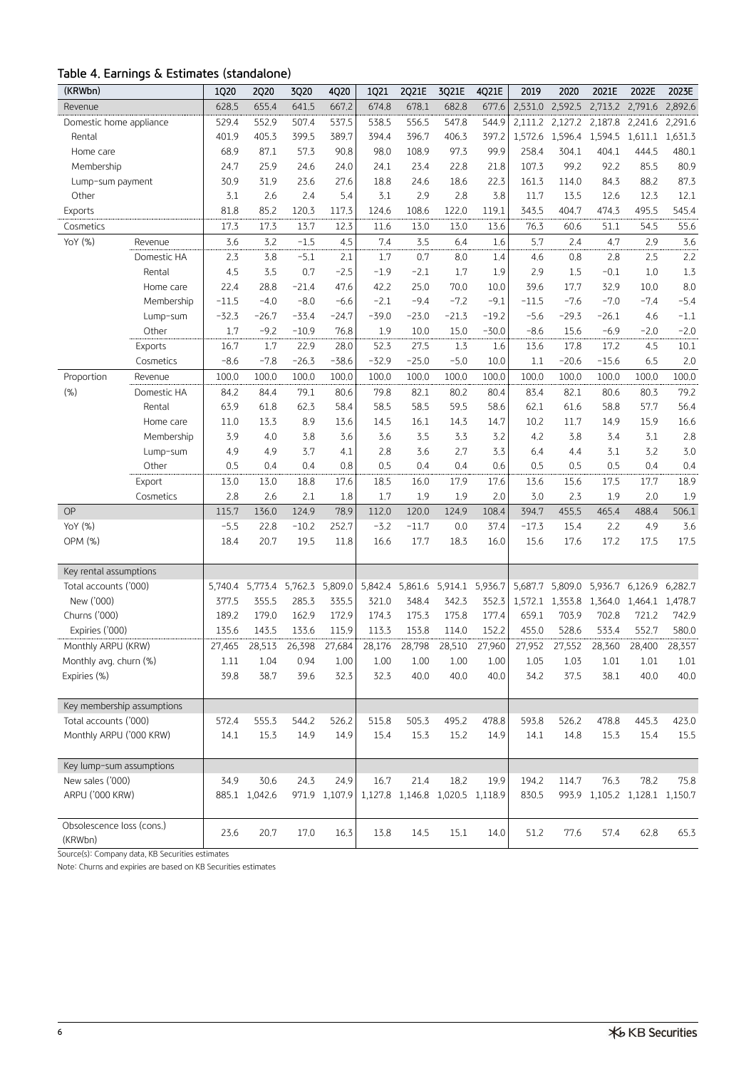### Table 4. Earnings & Estimates (standalone)

| (KRWbn) | | 1Q20 | 2Q20 | 3Q20 | 4Q20 | 1Q21 | 2Q21E | 3Q21E | 4Q21E | 2019 | 2020 | 2021E | 2022E | 2023E |
|---|---|---|---|---|---|---|---|---|---|---|---|---|---|---|
| Revenue | | 628.5 | 655.4 | 641.5 | 667.2 | 674.8 | 678.1 | 682.8 | 677.6 | 2,531.0 | 2,592.5 | 2,713.2 | 2,791.6 | 2,892.6 |
| Domestic home appliance | | 529.4 | 552.9 | 507.4 | 537.5 | 538.5 | 556.5 | 547.8 | 544.9 | 2,111.2 | 2,127.2 | 2,187.8 | 2,241.6 | 2,291.6 |
| Rental | | 401.9 | 405.3 | 399.5 | 389.7 | 394.4 | 396.7 | 406.3 | 397.2 | 1,572.6 | 1,596.4 | 1,594.5 | 1,611.1 | 1,631.3 |
| Home care | | 68.9 | 87.1 | 57.3 | 90.8 | 98.0 | 108.9 | 97.3 | 99.9 | 258.4 | 304.1 | 404.1 | 444.5 | 480.1 |
| Membership | | 24.7 | 25.9 | 24.6 | 24.0 | 24.1 | 23.4 | 22.8 | 21.8 | 107.3 | 99.2 | 92.2 | 85.5 | 80.9 |
| Lump-sum payment | | 30.9 | 31.9 | 23.6 | 27.6 | 18.8 | 24.6 | 18.6 | 22.3 | 161.3 | 114.0 | 84.3 | 88.2 | 87.3 |
| Other | | 3.1 | 2.6 | 2.4 | 5.4 | 3.1 | 2.9 | 2.8 | 3.8 | 11.7 | 13.5 | 12.6 | 12.3 | 12.1 |
| Exports | | 81.8 | 85.2 | 120.3 | 117.3 | 124.6 | 108.6 | 122.0 | 119.1 | 343.5 | 404.7 | 474.3 | 495.5 | 545.4 |
| Cosmetics | | 17.3 | 17.3 | 13.7 | 12.3 | 11.6 | 13.0 | 13.0 | 13.6 | 76.3 | 60.6 | 51.1 | 54.5 | 55.6 |
| YoY (%) | Revenue | 3.6 | 3.2 | -1.5 | 4.5 | 7.4 | 3.5 | 6.4 | 1.6 | 5.7 | 2.4 | 4.7 | 2.9 | 3.6 |
| | Domestic HA | 2.3 | 3.8 | -5.1 | 2.1 | 1.7 | 0.7 | 8.0 | 1.4 | 4.6 | 0.8 | 2.8 | 2.5 | 2.2 |
| | Rental | 4.5 | 3.5 | 0.7 | -2.5 | -1.9 | -2.1 | 1.7 | 1.9 | 2.9 | 1.5 | -0.1 | 1.0 | 1.3 |
| | Home care | 22.4 | 28.8 | -21.4 | 47.6 | 42.2 | 25.0 | 70.0 | 10.0 | 39.6 | 17.7 | 32.9 | 10.0 | 8.0 |
| | Membership | -11.5 | -4.0 | -8.0 | -6.6 | -2.1 | -9.4 | -7.2 | -9.1 | -11.5 | -7.6 | -7.0 | -7.4 | -5.4 |
| | Lump-sum | -32.3 | -26.7 | -33.4 | -24.7 | -39.0 | -23.0 | -21.3 | -19.2 | -5.6 | -29.3 | -26.1 | 4.6 | -1.1 |
| | Other | 1.7 | -9.2 | -10.9 | 76.8 | 1.9 | 10.0 | 15.0 | -30.0 | -8.6 | 15.6 | -6.9 | -2.0 | -2.0 |
| | Exports | 16.7 | 1.7 | 22.9 | 28.0 | 52.3 | 27.5 | 1.3 | 1.6 | 13.6 | 17.8 | 17.2 | 4.5 | 10.1 |
| | Cosmetics | -8.6 | -7.8 | -26.3 | -38.6 | -32.9 | -25.0 | -5.0 | 10.0 | 1.1 | -20.6 | -15.6 | 6.5 | 2.0 |
| Proportion | Revenue | 100.0 | 100.0 | 100.0 | 100.0 | 100.0 | 100.0 | 100.0 | 100.0 | 100.0 | 100.0 | 100.0 | 100.0 | 100.0 |
| (%) | Domestic HA | 84.2 | 84.4 | 79.1 | 80.6 | 79.8 | 82.1 | 80.2 | 80.4 | 83.4 | 82.1 | 80.6 | 80.3 | 79.2 |
| | Rental | 63.9 | 61.8 | 62.3 | 58.4 | 58.5 | 58.5 | 59.5 | 58.6 | 62.1 | 61.6 | 58.8 | 57.7 | 56.4 |
| | Home care | 11.0 | 13.3 | 8.9 | 13.6 | 14.5 | 16.1 | 14.3 | 14.7 | 10.2 | 11.7 | 14.9 | 15.9 | 16.6 |
| | Membership | 3.9 | 4.0 | 3.8 | 3.6 | 3.6 | 3.5 | 3.3 | 3.2 | 4.2 | 3.8 | 3.4 | 3.1 | 2.8 |
| | Lump-sum | 4.9 | 4.9 | 3.7 | 4.1 | 2.8 | 3.6 | 2.7 | 3.3 | 6.4 | 4.4 | 3.1 | 3.2 | 3.0 |
| | Other | 0.5 | 0.4 | 0.4 | 0.8 | 0.5 | 0.4 | 0.4 | 0.6 | 0.5 | 0.5 | 0.5 | 0.4 | 0.4 |
| | Export | 13.0 | 13.0 | 18.8 | 17.6 | 18.5 | 16.0 | 17.9 | 17.6 | 13.6 | 15.6 | 17.5 | 17.7 | 18.9 |
| | Cosmetics | 2.8 | 2.6 | 2.1 | 1.8 | 1.7 | 1.9 | 1.9 | 2.0 | 3.0 | 2.3 | 1.9 | 2.0 | 1.9 |
| OP | | 115.7 | 136.0 | 124.9 | 78.9 | 112.0 | 120.0 | 124.9 | 108.4 | 394.7 | 455.5 | 465.4 | 488.4 | 506.1 |
| YoY (%) | | -5.5 | 22.8 | -10.2 | 252.7 | -3.2 | -11.7 | 0.0 | 37.4 | -17.3 | 15.4 | 2.2 | 4.9 | 3.6 |
| OPM (%) | | 18.4 | 20.7 | 19.5 | 11.8 | 16.6 | 17.7 | 18.3 | 16.0 | 15.6 | 17.6 | 17.2 | 17.5 | 17.5 |
| Key rental assumptions | | | | | | | | | | | | | | |
| Total accounts ('000) | | 5,740.4 | 5,773.4 | 5,762.3 | 5,809.0 | 5,842.4 | 5,861.6 | 5,914.1 | 5,936.7 | 5,687.7 | 5,809.0 | 5,936.7 | 6,126.9 | 6,282.7 |
| New ('000) | | 377.5 | 355.5 | 285.3 | 335.5 | 321.0 | 348.4 | 342.3 | 352.3 | 1,572.1 | 1,353.8 | 1,364.0 | 1,464.1 | 1,478.7 |
| Churns ('000) | | 189.2 | 179.0 | 162.9 | 172.9 | 174.3 | 175.3 | 175.8 | 177.4 | 659.1 | 703.9 | 702.8 | 721.2 | 742.9 |
| Expiries ('000) | | 135.6 | 143.5 | 133.6 | 115.9 | 113.3 | 153.8 | 114.0 | 152.2 | 455.0 | 528.6 | 533.4 | 552.7 | 580.0 |
| Monthly ARPU (KRW) | | 27,465 | 28,513 | 26,398 | 27,684 | 28,176 | 28,798 | 28,510 | 27,960 | 27,952 | 27,552 | 28,360 | 28,400 | 28,357 |
| Monthly avg. churn (%) | | 1.11 | 1.04 | 0.94 | 1.00 | 1.00 | 1.00 | 1.00 | 1.00 | 1.05 | 1.03 | 1.01 | 1.01 | 1.01 |
| Expiries (%) | | 39.8 | 38.7 | 39.6 | 32.3 | 32.3 | 40.0 | 40.0 | 40.0 | 34.2 | 37.5 | 38.1 | 40.0 | 40.0 |
| Key membership assumptions | | | | | | | | | | | | | | |
| Total accounts ('000) | | 572.4 | 555.3 | 544.2 | 526.2 | 515.8 | 505.3 | 495.2 | 478.8 | 593.8 | 526.2 | 478.8 | 445.3 | 423.0 |
| Monthly ARPU ('000 KRW) | | 14.1 | 15.3 | 14.9 | 14.9 | 15.4 | 15.3 | 15.2 | 14.9 | 14.1 | 14.8 | 15.3 | 15.4 | 15.5 |
| Key lump-sum assumptions | | | | | | | | | | | | | | |
| New sales ('000) | | 34.9 | 30.6 | 24.3 | 24.9 | 16.7 | 21.4 | 18.2 | 19.9 | 194.2 | 114.7 | 76.3 | 78.2 | 75.8 |
| ARPU ('000 KRW) | | 885.1 | 1,042.6 | 971.9 | 1,107.9 | 1,127.8 | 1,146.8 | 1,020.5 | 1,118.9 | 830.5 | 993.9 | 1,105.2 | 1,128.1 | 1,150.7 |
| Obsolescence loss (cons.) (KRWbn) | | 23.6 | 20.7 | 17.0 | 16.3 | 13.8 | 14.5 | 15.1 | 14.0 | 51.2 | 77.6 | 57.4 | 62.8 | 65.3 |

Source(s): Company data, KB Securities estimates

Note: Churns and expiries are based on KB Securities estimates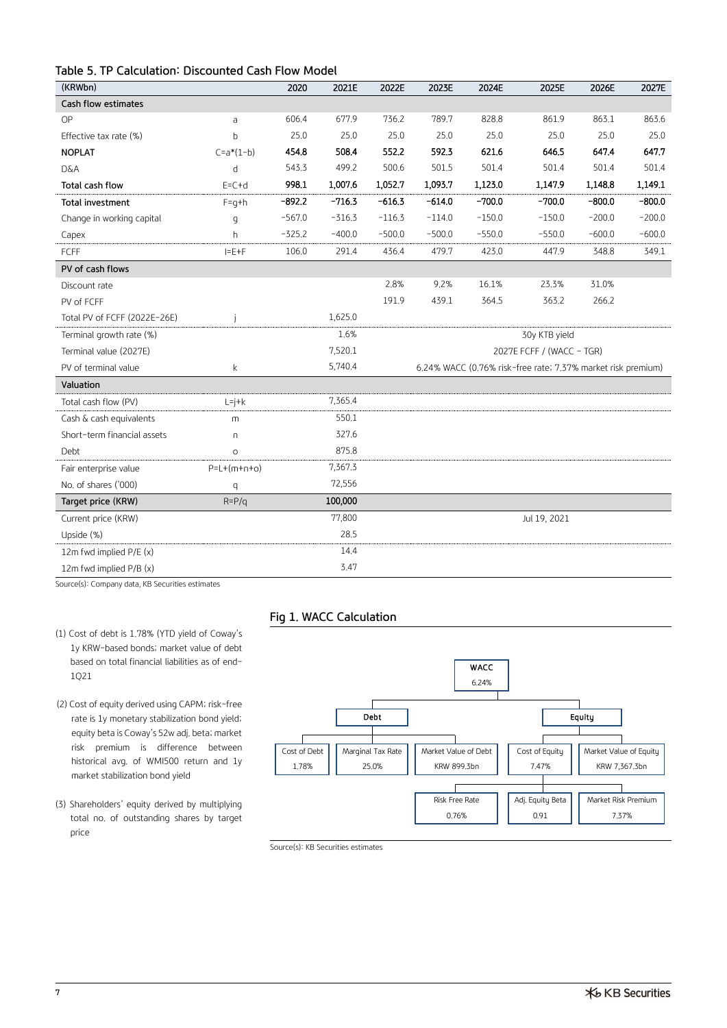## Table 5. TP Calculation: Discounted Cash Flow Model

| (KRWbn) | | 2020 | 2021E | 2022E | 2023E | 2024E | 2025E | 2026E | 2027E |
|---|---|---|---|---|---|---|---|---|---|
| **Cash flow estimates** | | | | | | | | | |
| OP | a | 606.4 | 677.9 | 736.2 | 789.7 | 828.8 | 861.9 | 863.1 | 863.6 |
| Effective tax rate (%) | b | 25.0 | 25.0 | 25.0 | 25.0 | 25.0 | 25.0 | 25.0 | 25.0 |
| **NOPLAT** | C=a*(1-b) | **454.8** | **508.4** | **552.2** | **592.3** | **621.6** | **646.5** | **647.4** | **647.7** |
| D&A | d | 543.3 | 499.2 | 500.6 | 501.5 | 501.4 | 501.4 | 501.4 | 501.4 |
| **Total cash flow** | E=C+d | **998.1** | **1,007.6** | **1,052.7** | **1,093.7** | **1,123.0** | **1,147.9** | **1,148.8** | **1,149.1** |
| **Total investment** | F=g+h | **-892.2** | **-716.3** | **-616.3** | **-614.0** | **-700.0** | **-700.0** | **-800.0** | **-800.0** |
| Change in working capital | g | -567.0 | -316.3 | -116.3 | -114.0 | -150.0 | -150.0 | -200.0 | -200.0 |
| Capex | h | -325.2 | -400.0 | -500.0 | -500.0 | -550.0 | -550.0 | -600.0 | -600.0 |
| FCFF | I=E+F | 106.0 | 291.4 | 436.4 | 479.7 | 423.0 | 447.9 | 348.8 | 349.1 |
| **PV of cash flows** | | | | | | | | | |
| Discount rate | | | | 2.8% | 9.2% | 16.1% | 23.3% | 31.0% | |
| PV of FCFF | | | | 191.9 | 439.1 | 364.5 | 363.2 | 266.2 | |
| Total PV of FCFF (2022E-26E) | j | | 1,625.0 | | | | | | |
| Terminal growth rate (%) | | | 1.6% | | | | 30y KTB yield | | |
| Terminal value (2027E) | | | 7,520.1 | | | | 2027E FCFF / (WACC - TGR) | | |
| PV of terminal value | k | | 5,740.4 | | | | 6.24% WACC (0.76% risk-free rate; 7.37% market risk premium) | | |
| **Valuation** | | | | | | | | | |
| Total cash flow (PV) | L=j+k | | 7,365.4 | | | | | | |
| Cash & cash equivalents | m | | 550.1 | | | | | | |
| Short-term financial assets | n | | 327.6 | | | | | | |
| Debt | o | | 875.8 | | | | | | |
| Fair enterprise value | P=L+(m+n+o) | | 7,367.3 | | | | | | |
| No. of shares ('000) | q | | 72,556 | | | | | | |
| **Target price (KRW)** | R=P/q | | **100,000** | | | | | | |
| Current price (KRW) | | | 77,800 | | | | Jul 19, 2021 | | |
| Upside (%) | | | 28.5 | | | | | | |
| 12m fwd implied P/E (x) | | | 14.4 | | | | | | |
| 12m fwd implied P/B (x) | | | 3.47 | | | | | | |

Source(s): Company data, KB Securities estimates

(1) Cost of debt is 1.78% (YTD yield of Coway's 1y KRW-based bonds; market value of debt based on total financial liabilities as of end-1Q21

(2) Cost of equity derived using CAPM; risk-free rate is 1y monetary stabilization bond yield; equity beta is Coway's 52w adj. beta; market risk premium is difference between historical avg. of WMI500 return and 1y market stabilization bond yield

(3) Shareholders' equity derived by multiplying total no. of outstanding shares by target price

## Fig 1. WACC Calculation

- **WACC**: 6.24%
  - **Debt**
    - Cost of Debt: 1.78%
    - Marginal Tax Rate: 25.0%
    - Market Value of Debt: KRW 899.3bn
  - **Equity**
    - Cost of Equity: 7.47%
      - Risk Free Rate: 0.76%
      - Adj. Equity Beta: 0.91
      - Market Risk Premium: 7.37%
    - Market Value of Equity: KRW 7,367.3bn

Source(s): KB Securities estimates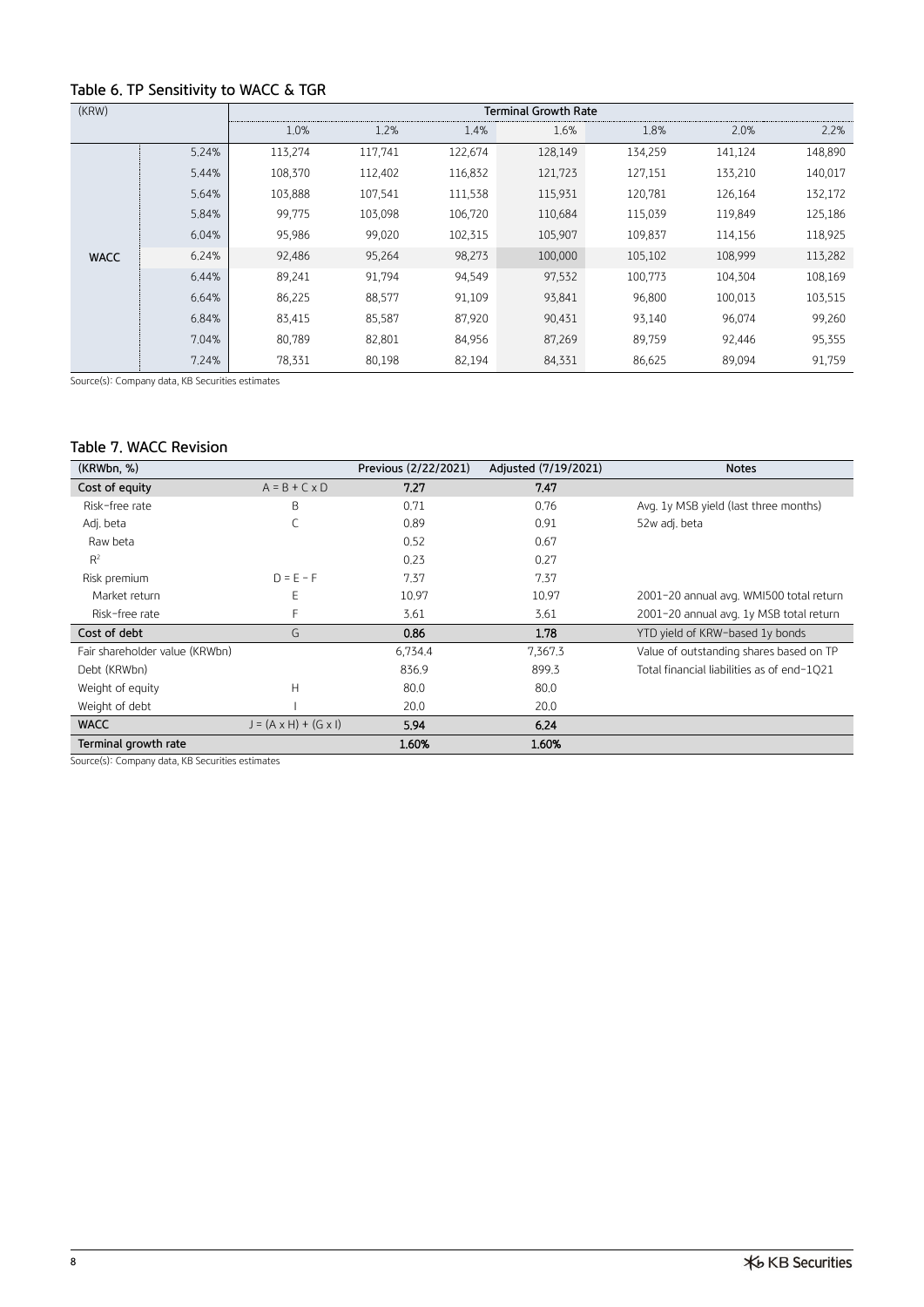### Table 6. TP Sensitivity to WACC & TGR

| (KRW) | | Terminal Growth Rate | | | | | | |
|---|---|---|---|---|---|---|---|---|
| | | 1.0% | 1.2% | 1.4% | 1.6% | 1.8% | 2.0% | 2.2% |
| WACC | 5.24% | 113,274 | 117,741 | 122,674 | 128,149 | 134,259 | 141,124 | 148,890 |
| | 5.44% | 108,370 | 112,402 | 116,832 | 121,723 | 127,151 | 133,210 | 140,017 |
| | 5.64% | 103,888 | 107,541 | 111,538 | 115,931 | 120,781 | 126,164 | 132,172 |
| | 5.84% | 99,775 | 103,098 | 106,720 | 110,684 | 115,039 | 119,849 | 125,186 |
| | 6.04% | 95,986 | 99,020 | 102,315 | 105,907 | 109,837 | 114,156 | 118,925 |
| | 6.24% | 92,486 | 95,264 | 98,273 | 100,000 | 105,102 | 108,999 | 113,282 |
| | 6.44% | 89,241 | 91,794 | 94,549 | 97,532 | 100,773 | 104,304 | 108,169 |
| | 6.64% | 86,225 | 88,577 | 91,109 | 93,841 | 96,800 | 100,013 | 103,515 |
| | 6.84% | 83,415 | 85,587 | 87,920 | 90,431 | 93,140 | 96,074 | 99,260 |
| | 7.04% | 80,789 | 82,801 | 84,956 | 87,269 | 89,759 | 92,446 | 95,355 |
| | 7.24% | 78,331 | 80,198 | 82,194 | 84,331 | 86,625 | 89,094 | 91,759 |

Source(s): Company data, KB Securities estimates

### Table 7. WACC Revision

| (KRWbn, %) | | Previous (2/22/2021) | Adjusted (7/19/2021) | Notes |
|---|---|---|---|---|
| **Cost of equity** | A = B + C x D | **7.27** | **7.47** | |
| Risk-free rate | B | 0.71 | 0.76 | Avg. 1y MSB yield (last three months) |
| Adj. beta | C | 0.89 | 0.91 | 52w adj. beta |
| Raw beta | | 0.52 | 0.67 | |
| $R^2$ | | 0.23 | 0.27 | |
| Risk premium | D = E - F | 7.37 | 7.37 | |
| Market return | E | 10.97 | 10.97 | 2001-20 annual avg. WMI500 total return |
| Risk-free rate | F | 3.61 | 3.61 | 2001-20 annual avg. 1y MSB total return |
| **Cost of debt** | G | **0.86** | **1.78** | YTD yield of KRW-based 1y bonds |
| Fair shareholder value (KRWbn) | | 6,734.4 | 7,367.3 | Value of outstanding shares based on TP |
| Debt (KRWbn) | | 836.9 | 899.3 | Total financial liabilities as of end-1Q21 |
| Weight of equity | H | 80.0 | 80.0 | |
| Weight of debt | I | 20.0 | 20.0 | |
| **WACC** | J = (A x H) + (G x I) | **5.94** | **6.24** | |
| **Terminal growth rate** | | **1.60%** | **1.60%** | |

Source(s): Company data, KB Securities estimates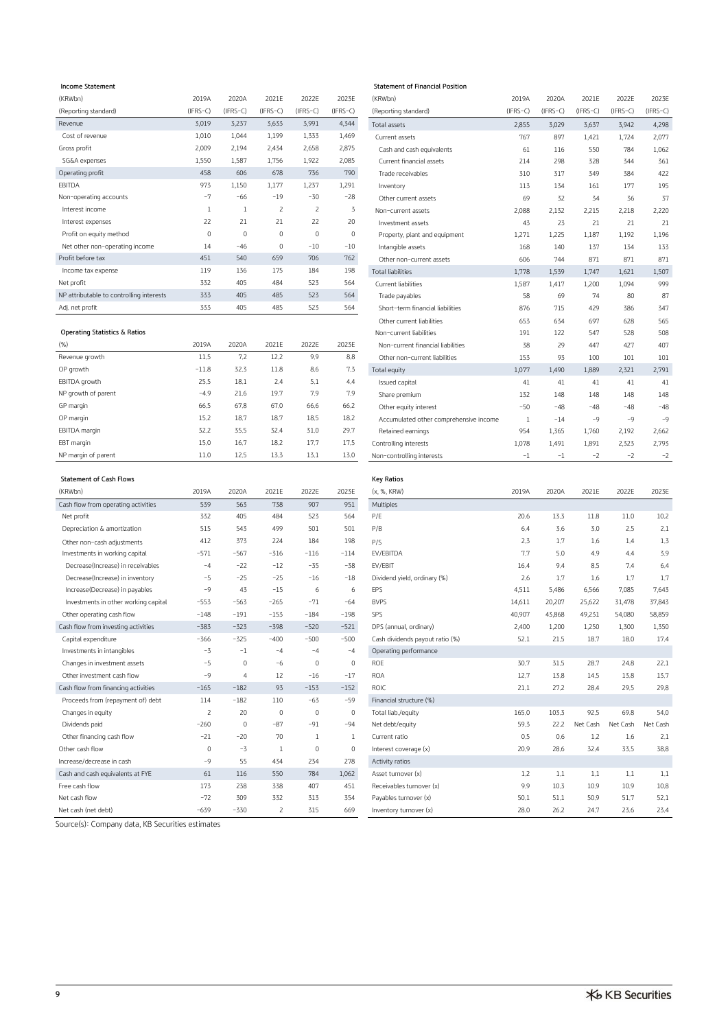### Income Statement

| (KRWbn) | 2019A | 2020A | 2021E | 2022E | 2023E |
|---|---|---|---|---|---|
| (Reporting standard) | (IFRS-C) | (IFRS-C) | (IFRS-C) | (IFRS-C) | (IFRS-C) |
| Revenue | 3,019 | 3,237 | 3,633 | 3,991 | 4,344 |
| Cost of revenue | 1,010 | 1,044 | 1,199 | 1,333 | 1,469 |
| Gross profit | 2,009 | 2,194 | 2,434 | 2,658 | 2,875 |
| SG&A expenses | 1,550 | 1,587 | 1,756 | 1,922 | 2,085 |
| Operating profit | 458 | 606 | 678 | 736 | 790 |
| EBITDA | 973 | 1,150 | 1,177 | 1,237 | 1,291 |
| Non-operating accounts | -7 | -66 | -19 | -30 | -28 |
| Interest income | 1 | 1 | 2 | 2 | 3 |
| Interest expenses | 22 | 21 | 21 | 22 | 20 |
| Profit on equity method | 0 | 0 | 0 | 0 | 0 |
| Net other non-operating income | 14 | -46 | 0 | -10 | -10 |
| Profit before tax | 451 | 540 | 659 | 706 | 762 |
| Income tax expense | 119 | 136 | 175 | 184 | 198 |
| Net profit | 332 | 405 | 484 | 523 | 564 |
| NP attributable to controlling interests | 333 | 405 | 485 | 523 | 564 |
| Adj. net profit | 333 | 405 | 485 | 523 | 564 |

### Operating Statistics & Ratios

| (%) | 2019A | 2020A | 2021E | 2022E | 2023E |
|---|---|---|---|---|---|
| Revenue growth | 11.5 | 7.2 | 12.2 | 9.9 | 8.8 |
| OP growth | -11.8 | 32.3 | 11.8 | 8.6 | 7.3 |
| EBITDA growth | 25.5 | 18.1 | 2.4 | 5.1 | 4.4 |
| NP growth of parent | -4.9 | 21.6 | 19.7 | 7.9 | 7.9 |
| GP margin | 66.5 | 67.8 | 67.0 | 66.6 | 66.2 |
| OP margin | 15.2 | 18.7 | 18.7 | 18.5 | 18.2 |
| EBITDA margin | 32.2 | 35.5 | 32.4 | 31.0 | 29.7 |
| EBT margin | 15.0 | 16.7 | 18.2 | 17.7 | 17.5 |
| NP margin of parent | 11.0 | 12.5 | 13.3 | 13.1 | 13.0 |

### Statement of Cash Flows

| (KRWbn) | 2019A | 2020A | 2021E | 2022E | 2023E |
|---|---|---|---|---|---|
| Cash flow from operating activities | 539 | 563 | 738 | 907 | 951 |
| Net profit | 332 | 405 | 484 | 523 | 564 |
| Depreciation & amortization | 515 | 543 | 499 | 501 | 501 |
| Other non-cash adjustments | 412 | 373 | 224 | 184 | 198 |
| Investments in working capital | -571 | -567 | -316 | -116 | -114 |
| Decrease(Increase) in receivables | -4 | -22 | -12 | -35 | -38 |
| Decrease(Increase) in inventory | -5 | -25 | -25 | -16 | -18 |
| Increase(Decrease) in payables | -9 | 43 | -15 | 6 | 6 |
| Investments in other working capital | -553 | -563 | -265 | -71 | -64 |
| Other operating cash flow | -148 | -191 | -153 | -184 | -198 |
| Cash flow from investing activities | -383 | -323 | -398 | -520 | -521 |
| Capital expenditure | -366 | -325 | -400 | -500 | -500 |
| Investments in intangibles | -3 | -1 | -4 | -4 | -4 |
| Changes in investment assets | -5 | 0 | -6 | 0 | 0 |
| Other investment cash flow | -9 | 4 | 12 | -16 | -17 |
| Cash flow from financing activities | -165 | -182 | 93 | -153 | -152 |
| Proceeds from (repayment of) debt | 114 | -182 | 110 | -63 | -59 |
| Changes in equity | 2 | 20 | 0 | 0 | 0 |
| Dividends paid | -260 | 0 | -87 | -91 | -94 |
| Other financing cash flow | -21 | -20 | 70 | 1 | 1 |
| Other cash flow | 0 | -3 | 1 | 0 | 0 |
| Increase/decrease in cash | -9 | 55 | 434 | 234 | 278 |
| Cash and cash equivalents at FYE | 61 | 116 | 550 | 784 | 1,062 |
| Free cash flow | 173 | 238 | 338 | 407 | 451 |
| Net cash flow | -72 | 309 | 332 | 313 | 354 |
| Net cash (net debt) | -639 | -330 | 2 | 315 | 669 |

Source(s): Company data, KB Securities estimates

### Statement of Financial Position

| (KRWbn) | 2019A | 2020A | 2021E | 2022E | 2023E |
|---|---|---|---|---|---|
| (Reporting standard) | (IFRS-C) | (IFRS-C) | (IFRS-C) | (IFRS-C) | (IFRS-C) |
| Total assets | 2,855 | 3,029 | 3,637 | 3,942 | 4,298 |
| Current assets | 767 | 897 | 1,421 | 1,724 | 2,077 |
| Cash and cash equivalents | 61 | 116 | 550 | 784 | 1,062 |
| Current financial assets | 214 | 298 | 328 | 344 | 361 |
| Trade receivables | 310 | 317 | 349 | 384 | 422 |
| Inventory | 113 | 134 | 161 | 177 | 195 |
| Other current assets | 69 | 32 | 34 | 36 | 37 |
| Non-current assets | 2,088 | 2,132 | 2,215 | 2,218 | 2,220 |
| Investment assets | 43 | 23 | 21 | 21 | 21 |
| Property, plant and equipment | 1,271 | 1,225 | 1,187 | 1,192 | 1,196 |
| Intangible assets | 168 | 140 | 137 | 134 | 133 |
| Other non-current assets | 606 | 744 | 871 | 871 | 871 |
| Total liabilities | 1,778 | 1,539 | 1,747 | 1,621 | 1,507 |
| Current liabilities | 1,587 | 1,417 | 1,200 | 1,094 | 999 |
| Trade payables | 58 | 69 | 74 | 80 | 87 |
| Short-term financial liabilities | 876 | 715 | 429 | 386 | 347 |
| Other current liabilities | 653 | 634 | 697 | 628 | 565 |
| Non-current liabilities | 191 | 122 | 547 | 528 | 508 |
| Non-current financial liabilities | 38 | 29 | 447 | 427 | 407 |
| Other non-current liabilities | 153 | 93 | 100 | 101 | 101 |
| Total equity | 1,077 | 1,490 | 1,889 | 2,321 | 2,791 |
| Issued capital | 41 | 41 | 41 | 41 | 41 |
| Share premium | 132 | 148 | 148 | 148 | 148 |
| Other equity interest | -50 | -48 | -48 | -48 | -48 |
| Accumulated other comprehensive income | 1 | -14 | -9 | -9 | -9 |
| Retained earnings | 954 | 1,365 | 1,760 | 2,192 | 2,662 |
| Controlling interests | 1,078 | 1,491 | 1,891 | 2,323 | 2,793 |
| Non-controlling interests | -1 | -1 | -2 | -2 | -2 |

### Key Ratios

| (x, %, KRW) | 2019A | 2020A | 2021E | 2022E | 2023E |
|---|---|---|---|---|---|
| Multiples | | | | | |
| P/E | 20.6 | 13.3 | 11.8 | 11.0 | 10.2 |
| P/B | 6.4 | 3.6 | 3.0 | 2.5 | 2.1 |
| P/S | 2.3 | 1.7 | 1.6 | 1.4 | 1.3 |
| EV/EBITDA | 7.7 | 5.0 | 4.9 | 4.4 | 3.9 |
| EV/EBIT | 16.4 | 9.4 | 8.5 | 7.4 | 6.4 |
| Dividend yield, ordinary (%) | 2.6 | 1.7 | 1.6 | 1.7 | 1.7 |
| EPS | 4,511 | 5,486 | 6,566 | 7,085 | 7,643 |
| BVPS | 14,611 | 20,207 | 25,622 | 31,478 | 37,843 |
| SPS | 40,907 | 43,868 | 49,231 | 54,080 | 58,859 |
| DPS (annual, ordinary) | 2,400 | 1,200 | 1,250 | 1,300 | 1,350 |
| Cash dividends payout ratio (%) | 52.1 | 21.5 | 18.7 | 18.0 | 17.4 |
| Operating performance | | | | | |
| ROE | 30.7 | 31.5 | 28.7 | 24.8 | 22.1 |
| ROA | 12.7 | 13.8 | 14.5 | 13.8 | 13.7 |
| ROIC | 21.1 | 27.2 | 28.4 | 29.5 | 29.8 |
| Financial structure (%) | | | | | |
| Total liab./equity | 165.0 | 103.3 | 92.5 | 69.8 | 54.0 |
| Net debt/equity | 59.3 | 22.2 | Net Cash | Net Cash | Net Cash |
| Current ratio | 0.5 | 0.6 | 1.2 | 1.6 | 2.1 |
| Interest coverage (x) | 20.9 | 28.6 | 32.4 | 33.5 | 38.8 |
| Activity ratios | | | | | |
| Asset turnover (x) | 1.2 | 1.1 | 1.1 | 1.1 | 1.1 |
| Receivables turnover (x) | 9.9 | 10.3 | 10.9 | 10.9 | 10.8 |
| Payables turnover (x) | 50.1 | 51.1 | 50.9 | 51.7 | 52.1 |
| Inventory turnover (x) | 28.0 | 26.2 | 24.7 | 23.6 | 23.4 |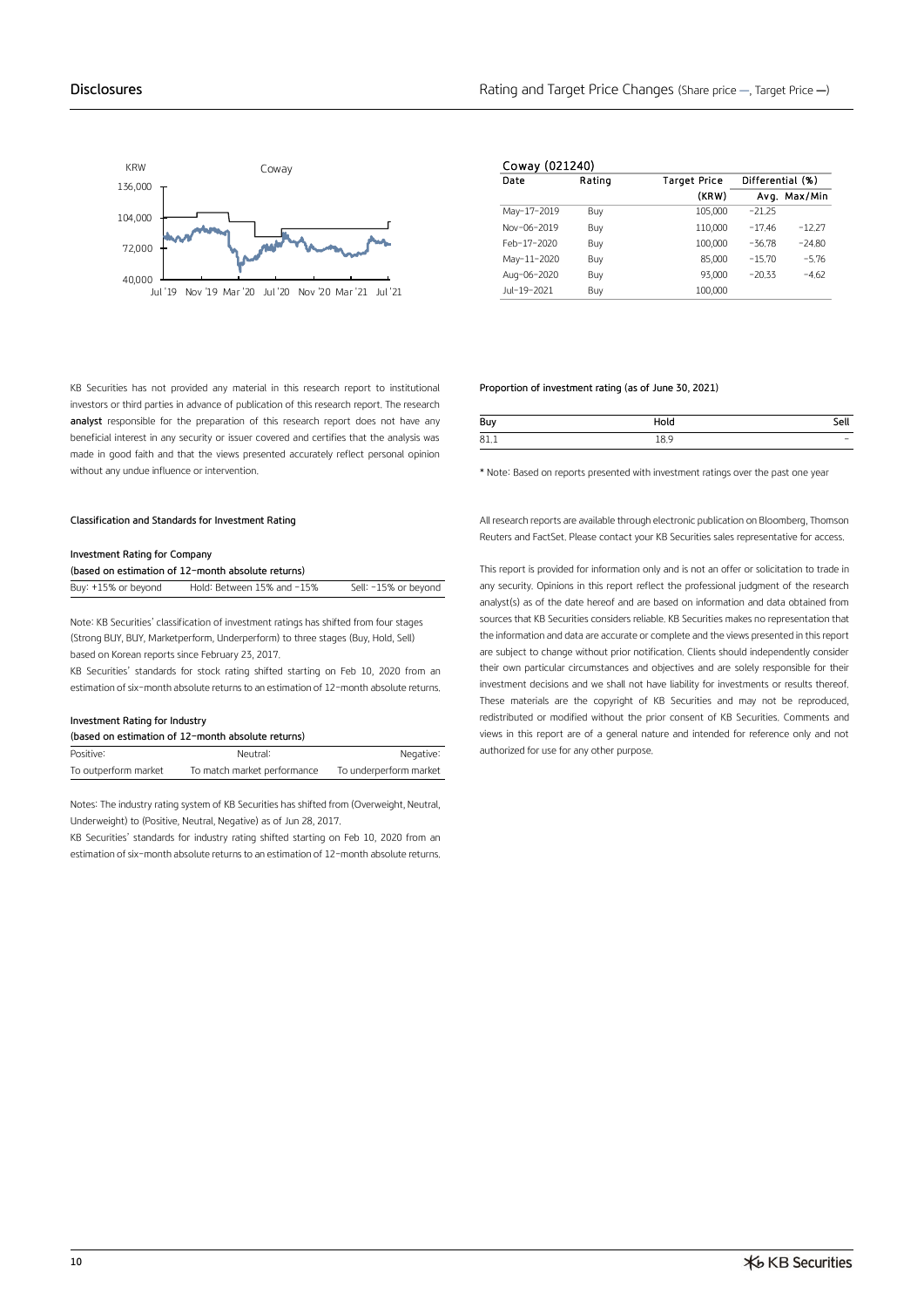# Disclosures

## Rating and Target Price Changes (Share price —, Target Price —)

KRW

Coway

136,000

104,000

72,000

40,000

Jul '19 Nov '19 Mar '20 Jul '20 Nov '20 Mar '21 Jul '21

Coway (021240)

| Date | Rating | Target Price (KRW) | Differential (%) Avg. | Max/Min |
|---|---|---|---|---|
| May-17-2019 | Buy | 105,000 | -21.25 | |
| Nov-06-2019 | Buy | 110,000 | -17.46 | -12.27 |
| Feb-17-2020 | Buy | 100,000 | -36.78 | -24.80 |
| May-11-2020 | Buy | 85,000 | -15.70 | -5.76 |
| Aug-06-2020 | Buy | 93,000 | -20.33 | -4.62 |
| Jul-19-2021 | Buy | 100,000 | | |

KB Securities has not provided any material in this research report to institutional investors or third parties in advance of publication of this research report. The research **analyst** responsible for the preparation of this research report does not have any beneficial interest in any security or issuer covered and certifies that the analysis was made in good faith and that the views presented accurately reflect personal opinion without any undue influence or intervention.

### Classification and Standards for Investment Rating

**Investment Rating for Company**

(based on estimation of 12-month absolute returns)

| Buy: +15% or beyond | Hold: Between 15% and -15% | Sell: -15% or beyond |
|---|---|---|

Note: KB Securities' classification of investment ratings has shifted from four stages (Strong BUY, BUY, Marketperform, Underperform) to three stages (Buy, Hold, Sell) based on Korean reports since February 23, 2017.

KB Securities' standards for stock rating shifted starting on Feb 10, 2020 from an estimation of six-month absolute returns to an estimation of 12-month absolute returns.

**Investment Rating for Industry**

(based on estimation of 12-month absolute returns)

| Positive: | Neutral: | Negative: |
|---|---|---|
| To outperform market | To match market performance | To underperform market |

Notes: The industry rating system of KB Securities has shifted from (Overweight, Neutral, Underweight) to (Positive, Neutral, Negative) as of Jun 28, 2017.

KB Securities' standards for industry rating shifted starting on Feb 10, 2020 from an estimation of six-month absolute returns to an estimation of 12-month absolute returns.

**Proportion of investment rating (as of June 30, 2021)**

| Buy | Hold | Sell |
|---|---|---|
| 81.1 | 18.9 | - |

* Note: Based on reports presented with investment ratings over the past one year

All research reports are available through electronic publication on Bloomberg, Thomson Reuters and FactSet. Please contact your KB Securities sales representative for access.

This report is provided for information only and is not an offer or solicitation to trade in any security. Opinions in this report reflect the professional judgment of the research analyst(s) as of the date hereof and are based on information and data obtained from sources that KB Securities considers reliable. KB Securities makes no representation that the information and data are accurate or complete and the views presented in this report are subject to change without prior notification. Clients should independently consider their own particular circumstances and objectives and are solely responsible for their investment decisions and we shall not have liability for investments or results thereof. These materials are the copyright of KB Securities and may not be reproduced, redistributed or modified without the prior consent of KB Securities. Comments and views in this report are of a general nature and intended for reference only and not authorized for use for any other purpose.